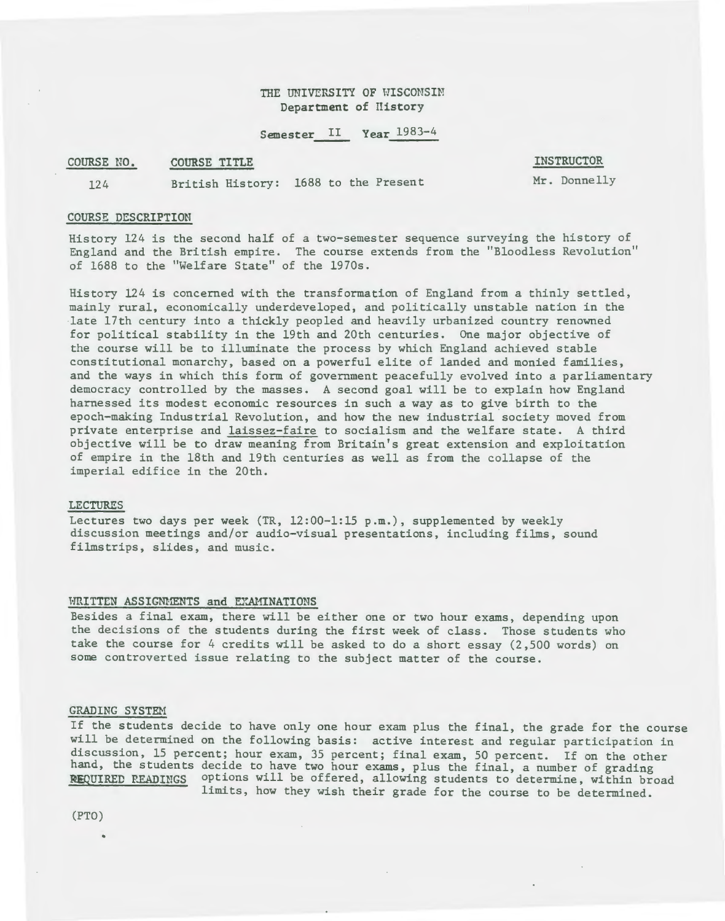THE UNIVERSITY OF WISCONSIN
Department of History

Semester II Year 1983-4

| COURSE NO. | COURSE TITLE | INSTRUCTOR |
|---|---|---|
| 124 | British History: 1688 to the Present | Mr. Donnelly |

## COURSE DESCRIPTION

History 124 is the second half of a two-semester sequence surveying the history of England and the British empire. The course extends from the "Bloodless Revolution" of 1688 to the "Welfare State" of the 1970s.

History 124 is concerned with the transformation of England from a thinly settled, mainly rural, economically underdeveloped, and politically unstable nation in the late 17th century into a thickly peopled and heavily urbanized country renowned for political stability in the 19th and 20th centuries. One major objective of the course will be to illuminate the process by which England achieved stable constitutional monarchy, based on a powerful elite of landed and monied families, and the ways in which this form of government peacefully evolved into a parliamentary democracy controlled by the masses. A second goal will be to explain how England harnessed its modest economic resources in such a way as to give birth to the epoch-making Industrial Revolution, and how the new industrial society moved from private enterprise and laissez-faire to socialism and the welfare state. A third objective will be to draw meaning from Britain's great extension and exploitation of empire in the 18th and 19th centuries as well as from the collapse of the imperial edifice in the 20th.

## LECTURES

Lectures two days per week (TR, 12:00-1:15 p.m.), supplemented by weekly discussion meetings and/or audio-visual presentations, including films, sound filmstrips, slides, and music.

## WRITTEN ASSIGNMENTS and EXAMINATIONS

Besides a final exam, there will be either one or two hour exams, depending upon the decisions of the students during the first week of class. Those students who take the course for 4 credits will be asked to do a short essay (2,500 words) on some controverted issue relating to the subject matter of the course.

## GRADING SYSTEM

If the students decide to have only one hour exam plus the final, the grade for the course will be determined on the following basis: active interest and regular participation in discussion, 15 percent; hour exam, 35 percent; final exam, 50 percent. If on the other hand, the students decide to have two hour exams, plus the final, a number of grading options will be offered, allowing students to determine, within broad limits, how they wish their grade for the course to be determined.

## REQUIRED READINGS

(PTO)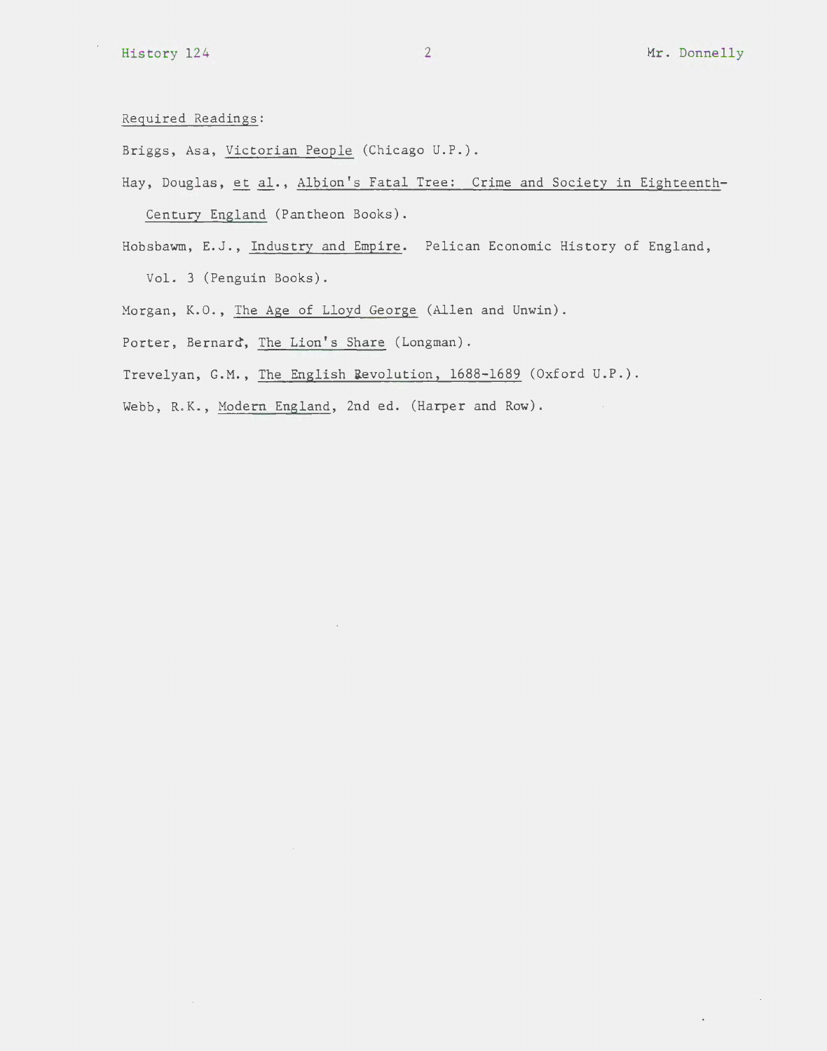Required Readings:

Briggs, Asa, *Victorian People* (Chicago U.P.).

Hay, Douglas, *et al.*, *Albion's Fatal Tree: Crime and Society in Eighteenth-Century England* (Pantheon Books).

Hobsbawm, E.J., *Industry and Empire*. Pelican Economic History of England, Vol. 3 (Penguin Books).

Morgan, K.O., *The Age of Lloyd George* (Allen and Unwin).

Porter, Bernard, *The Lion's Share* (Longman).

Trevelyan, G.M., *The English Revolution, 1688-1689* (Oxford U.P.).

Webb, R.K., *Modern England*, 2nd ed. (Harper and Row).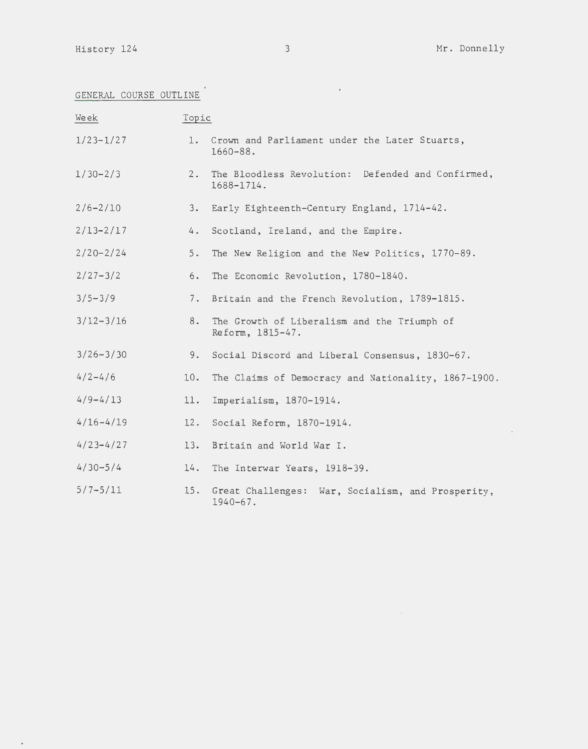GENERAL COURSE OUTLINE

| Week | Topic |
|---|---|
| 1/23-1/27 | 1. Crown and Parliament under the Later Stuarts, 1660-88. |
| 1/30-2/3 | 2. The Bloodless Revolution: Defended and Confirmed, 1688-1714. |
| 2/6-2/10 | 3. Early Eighteenth-Century England, 1714-42. |
| 2/13-2/17 | 4. Scotland, Ireland, and the Empire. |
| 2/20-2/24 | 5. The New Religion and the New Politics, 1770-89. |
| 2/27-3/2 | 6. The Economic Revolution, 1780-1840. |
| 3/5-3/9 | 7. Britain and the French Revolution, 1789-1815. |
| 3/12-3/16 | 8. The Growth of Liberalism and the Triumph of Reform, 1815-47. |
| 3/26-3/30 | 9. Social Discord and Liberal Consensus, 1830-67. |
| 4/2-4/6 | 10. The Claims of Democracy and Nationality, 1867-1900. |
| 4/9-4/13 | 11. Imperialism, 1870-1914. |
| 4/16-4/19 | 12. Social Reform, 1870-1914. |
| 4/23-4/27 | 13. Britain and World War I. |
| 4/30-5/4 | 14. The Interwar Years, 1918-39. |
| 5/7-5/11 | 15. Great Challenges: War, Socialism, and Prosperity, 1940-67. |